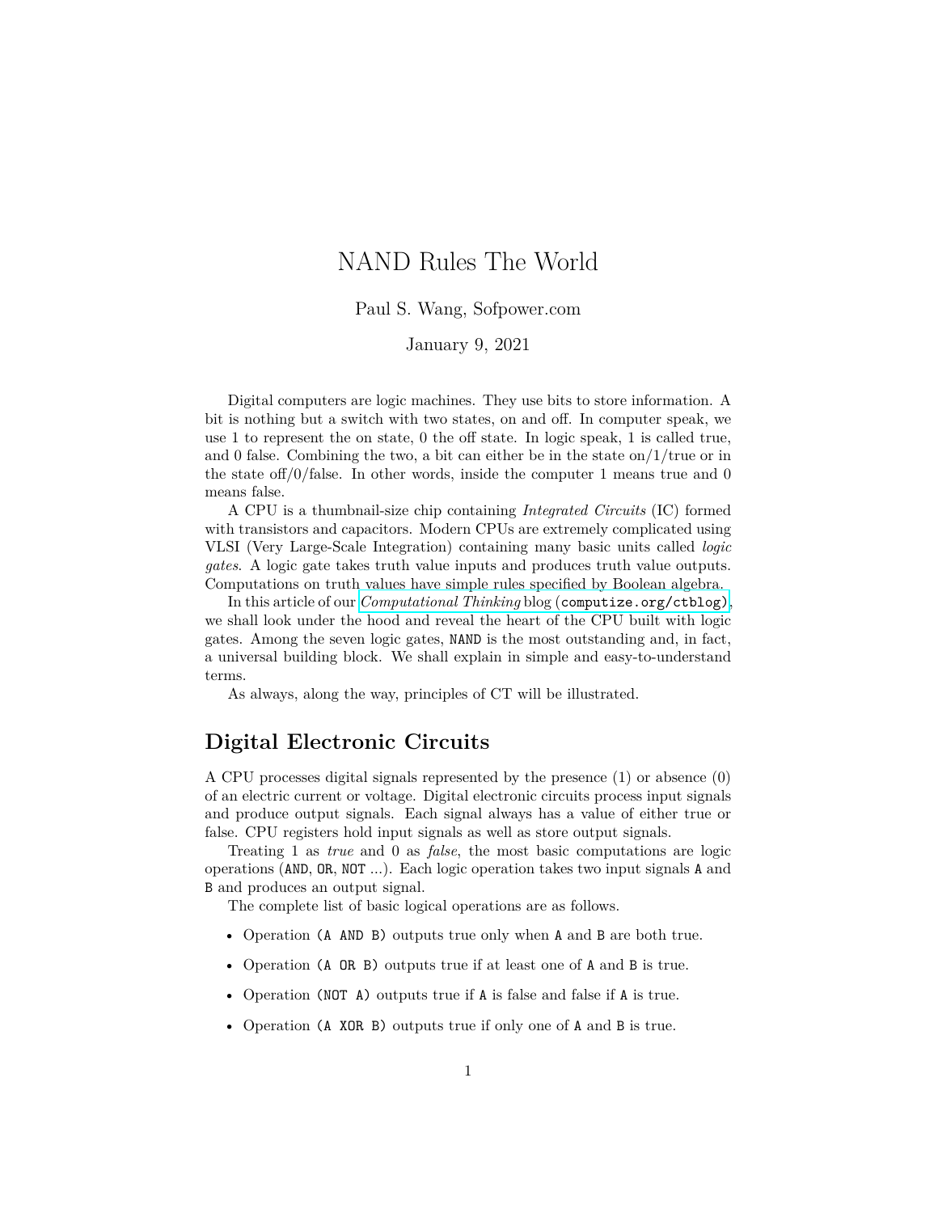# NAND Rules The World

Paul S. Wang, Sofpower.com

January 9, 2021

Digital computers are logic machines. They use bits to store information. A bit is nothing but a switch with two states, on and off. In computer speak, we use 1 to represent the on state, 0 the off state. In logic speak, 1 is called true, and 0 false. Combining the two, a bit can either be in the state on/1/true or in the state off/0/false. In other words, inside the computer 1 means true and 0 means false.

A CPU is a thumbnail-size chip containing *Integrated Circuits* (IC) formed with transistors and capacitors. Modern CPUs are extremely complicated using VLSI (Very Large-Scale Integration) containing many basic units called *logic gates*. A logic gate takes truth value inputs and produces truth value outputs. Computations on truth values have simple rules specified by Boolean algebra.

In this article of our *Computational Thinking* blog (`computize.org/ctblog`), we shall look under the hood and reveal the heart of the CPU built with logic gates. Among the seven logic gates, `NAND` is the most outstanding and, in fact, a universal building block. We shall explain in simple and easy-to-understand terms.

As always, along the way, principles of CT will be illustrated.

## Digital Electronic Circuits

A CPU processes digital signals represented by the presence (1) or absence (0) of an electric current or voltage. Digital electronic circuits process input signals and produce output signals. Each signal always has a value of either true or false. CPU registers hold input signals as well as store output signals.

Treating 1 as *true* and 0 as *false*, the most basic computations are logic operations (`AND`, `OR`, `NOT` ...). Each logic operation takes two input signals `A` and `B` and produces an output signal.

The complete list of basic logical operations are as follows.

- Operation `(A AND B)` outputs true only when `A` and `B` are both true.
- Operation `(A OR B)` outputs true if at least one of `A` and `B` is true.
- Operation `(NOT A)` outputs true if `A` is false and false if `A` is true.
- Operation `(A XOR B)` outputs true if only one of `A` and `B` is true.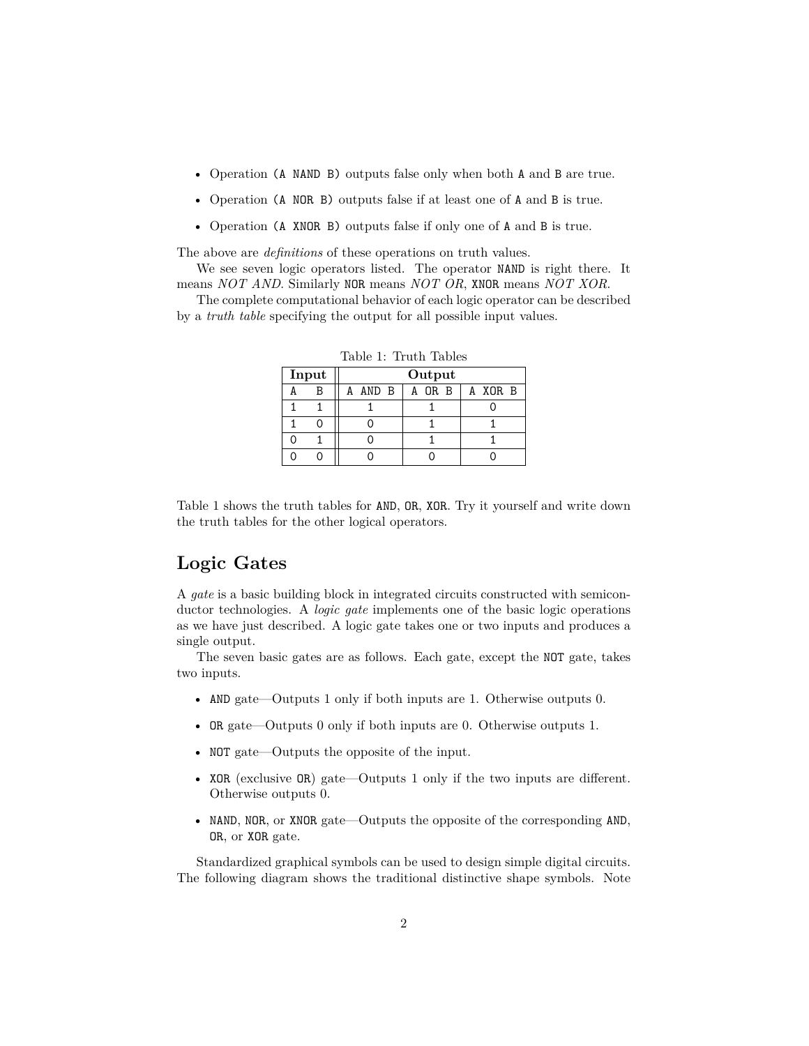- Operation `(A NAND B)` outputs false only when both `A` and `B` are true.
- Operation `(A NOR B)` outputs false if at least one of `A` and `B` is true.
- Operation `(A XNOR B)` outputs false if only one of `A` and `B` is true.

The above are *definitions* of these operations on truth values.

We see seven logic operators listed. The operator `NAND` is right there. It means *NOT AND*. Similarly `NOR` means *NOT OR*, `XNOR` means *NOT XOR*.

The complete computational behavior of each logic operator can be described by a *truth table* specifying the output for all possible input values.

Table 1: Truth Tables

| **Input** | | **Output** | | |
|---|---|---|---|---|
| `A` | `B` | `A AND B` | `A OR B` | `A XOR B` |
| `1` | `1` | `1` | `1` | `0` |
| `1` | `0` | `0` | `1` | `1` |
| `0` | `1` | `0` | `1` | `1` |
| `0` | `0` | `0` | `0` | `0` |

Table 1 shows the truth tables for `AND`, `OR`, `XOR`. Try it yourself and write down the truth tables for the other logical operators.

## Logic Gates

A *gate* is a basic building block in integrated circuits constructed with semiconductor technologies. A *logic gate* implements one of the basic logic operations as we have just described. A logic gate takes one or two inputs and produces a single output.

The seven basic gates are as follows. Each gate, except the `NOT` gate, takes two inputs.

- `AND` gate—Outputs 1 only if both inputs are 1. Otherwise outputs 0.
- `OR` gate—Outputs 0 only if both inputs are 0. Otherwise outputs 1.
- `NOT` gate—Outputs the opposite of the input.
- `XOR` (exclusive `OR`) gate—Outputs 1 only if the two inputs are different. Otherwise outputs 0.
- `NAND`, `NOR`, or `XNOR` gate—Outputs the opposite of the corresponding `AND`, `OR`, or `XOR` gate.

Standardized graphical symbols can be used to design simple digital circuits. The following diagram shows the traditional distinctive shape symbols. Note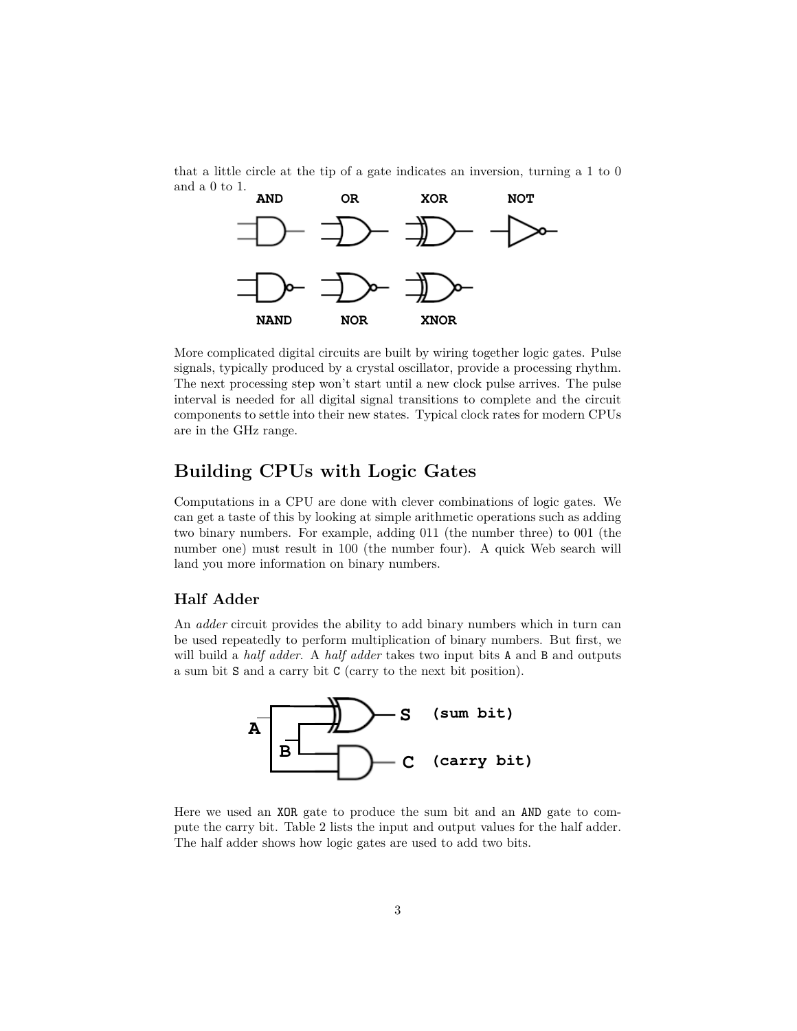that a little circle at the tip of a gate indicates an inversion, turning a 1 to 0 and a 0 to 1.

More complicated digital circuits are built by wiring together logic gates. Pulse signals, typically produced by a crystal oscillator, provide a processing rhythm. The next processing step won't start until a new clock pulse arrives. The pulse interval is needed for all digital signal transitions to complete and the circuit components to settle into their new states. Typical clock rates for modern CPUs are in the GHz range.

## Building CPUs with Logic Gates

Computations in a CPU are done with clever combinations of logic gates. We can get a taste of this by looking at simple arithmetic operations such as adding two binary numbers. For example, adding 011 (the number three) to 001 (the number one) must result in 100 (the number four). A quick Web search will land you more information on binary numbers.

### Half Adder

An *adder* circuit provides the ability to add binary numbers which in turn can be used repeatedly to perform multiplication of binary numbers. But first, we will build a *half adder*. A *half adder* takes two input bits `A` and `B` and outputs a sum bit `S` and a carry bit `C` (carry to the next bit position).

Here we used an `XOR` gate to produce the sum bit and an `AND` gate to compute the carry bit. Table 2 lists the input and output values for the half adder. The half adder shows how logic gates are used to add two bits.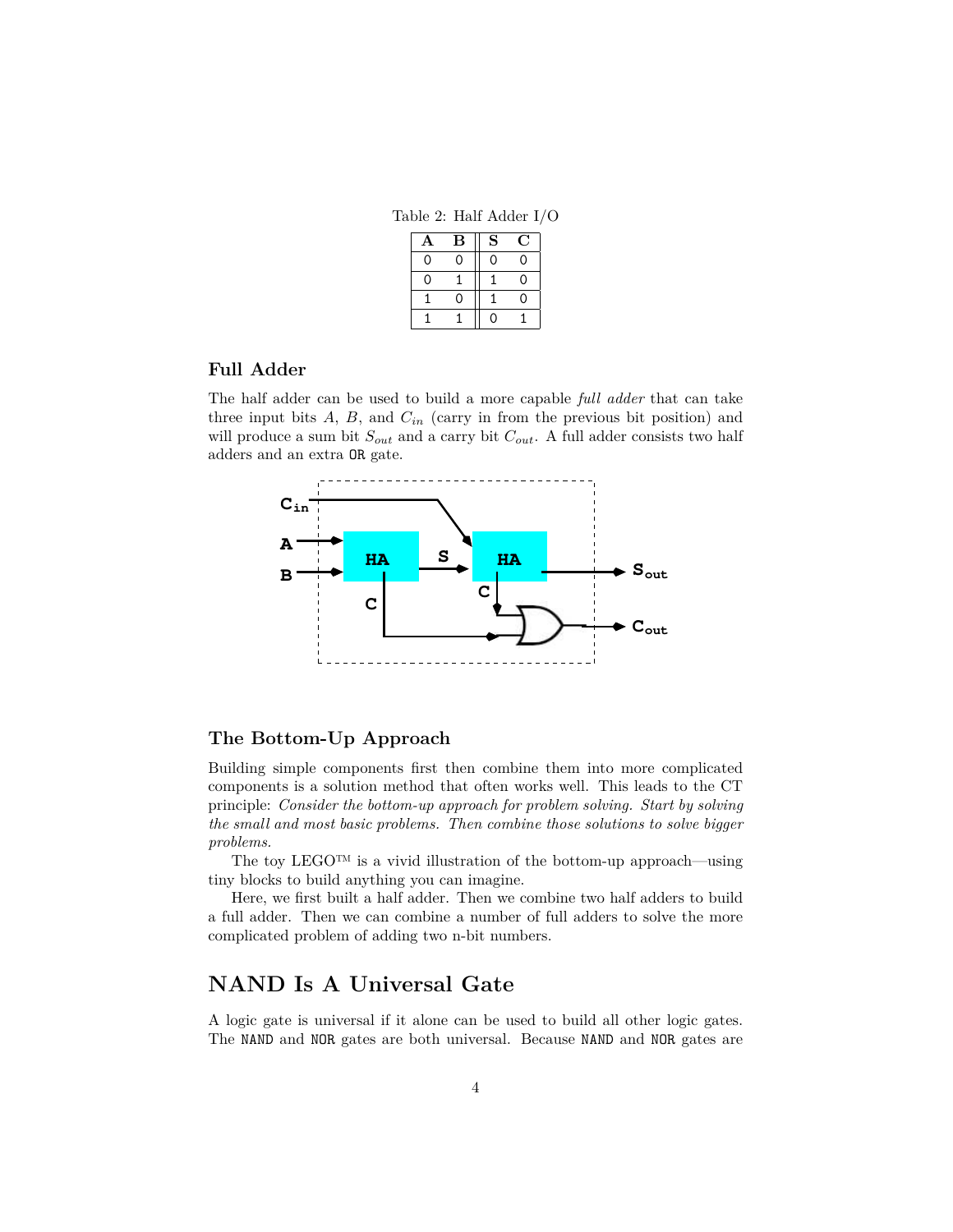Table 2: Half Adder I/O

| A | B | S | C |
|---|---|---|---|
| 0 | 0 | 0 | 0 |
| 0 | 1 | 1 | 0 |
| 1 | 0 | 1 | 0 |
| 1 | 1 | 0 | 1 |

### Full Adder

The half adder can be used to build a more capable *full adder* that can take three input bits $A$, $B$, and $C_{in}$ (carry in from the previous bit position) and will produce a sum bit $S_{out}$ and a carry bit $C_{out}$. A full adder consists two half adders and an extra `OR` gate.

### The Bottom-Up Approach

Building simple components first then combine them into more complicated components is a solution method that often works well. This leads to the CT principle: *Consider the bottom-up approach for problem solving. Start by solving the small and most basic problems. Then combine those solutions to solve bigger problems.*

The toy LEGO™ is a vivid illustration of the bottom-up approach—using tiny blocks to build anything you can imagine.

Here, we first built a half adder. Then we combine two half adders to build a full adder. Then we can combine a number of full adders to solve the more complicated problem of adding two n-bit numbers.

## NAND Is A Universal Gate

A logic gate is universal if it alone can be used to build all other logic gates. The `NAND` and `NOR` gates are both universal. Because `NAND` and `NOR` gates are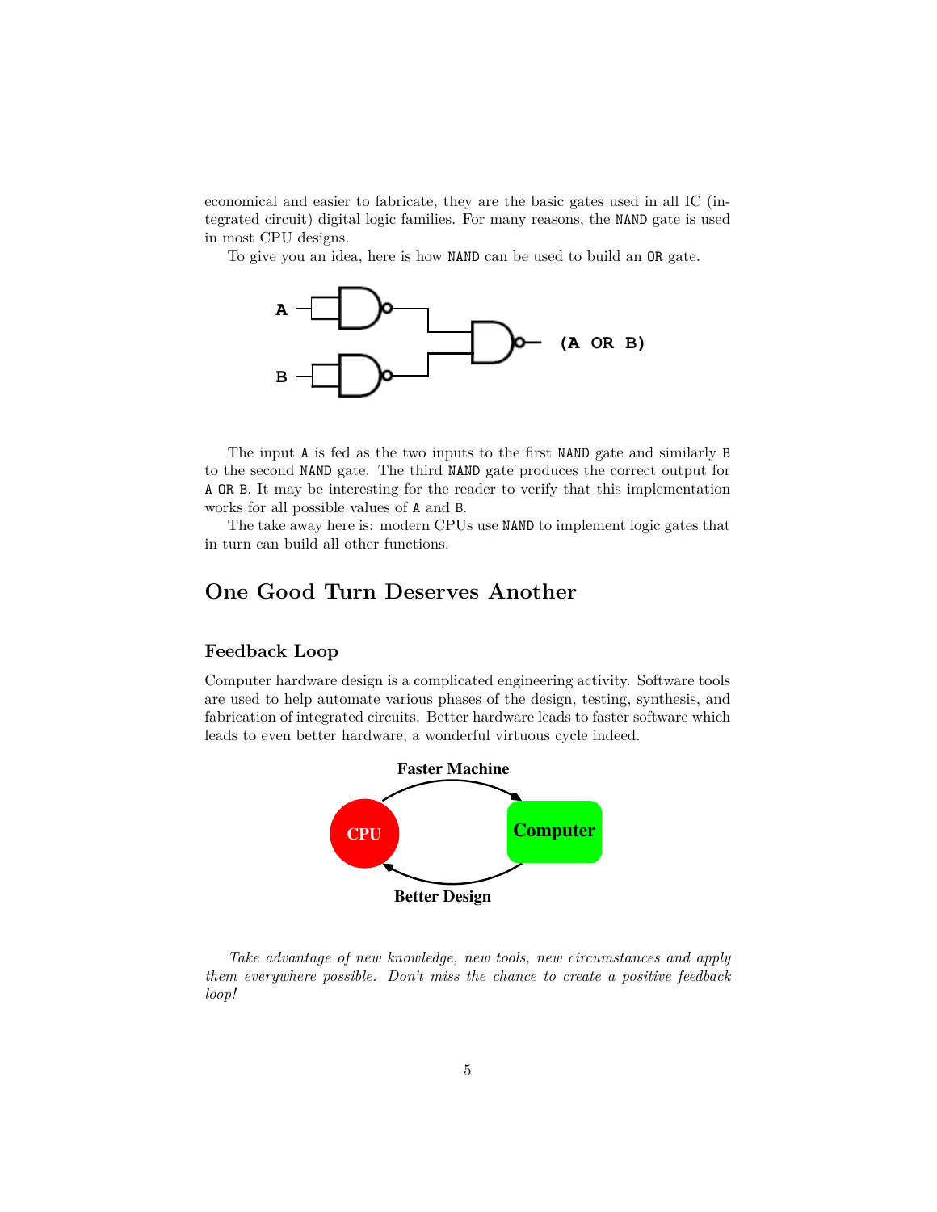economical and easier to fabricate, they are the basic gates used in all IC (integrated circuit) digital logic families. For many reasons, the NAND gate is used in most CPU designs.

To give you an idea, here is how NAND can be used to build an OR gate.

The input A is fed as the two inputs to the first NAND gate and similarly B to the second NAND gate. The third NAND gate produces the correct output for A OR B. It may be interesting for the reader to verify that this implementation works for all possible values of A and B.

The take away here is: modern CPUs use NAND to implement logic gates that in turn can build all other functions.

## One Good Turn Deserves Another

### Feedback Loop

Computer hardware design is a complicated engineering activity. Software tools are used to help automate various phases of the design, testing, synthesis, and fabrication of integrated circuits. Better hardware leads to faster software which leads to even better hardware, a wonderful virtuous cycle indeed.

*Take advantage of new knowledge, new tools, new circumstances and apply them everywhere possible. Don't miss the chance to create a positive feedback loop!*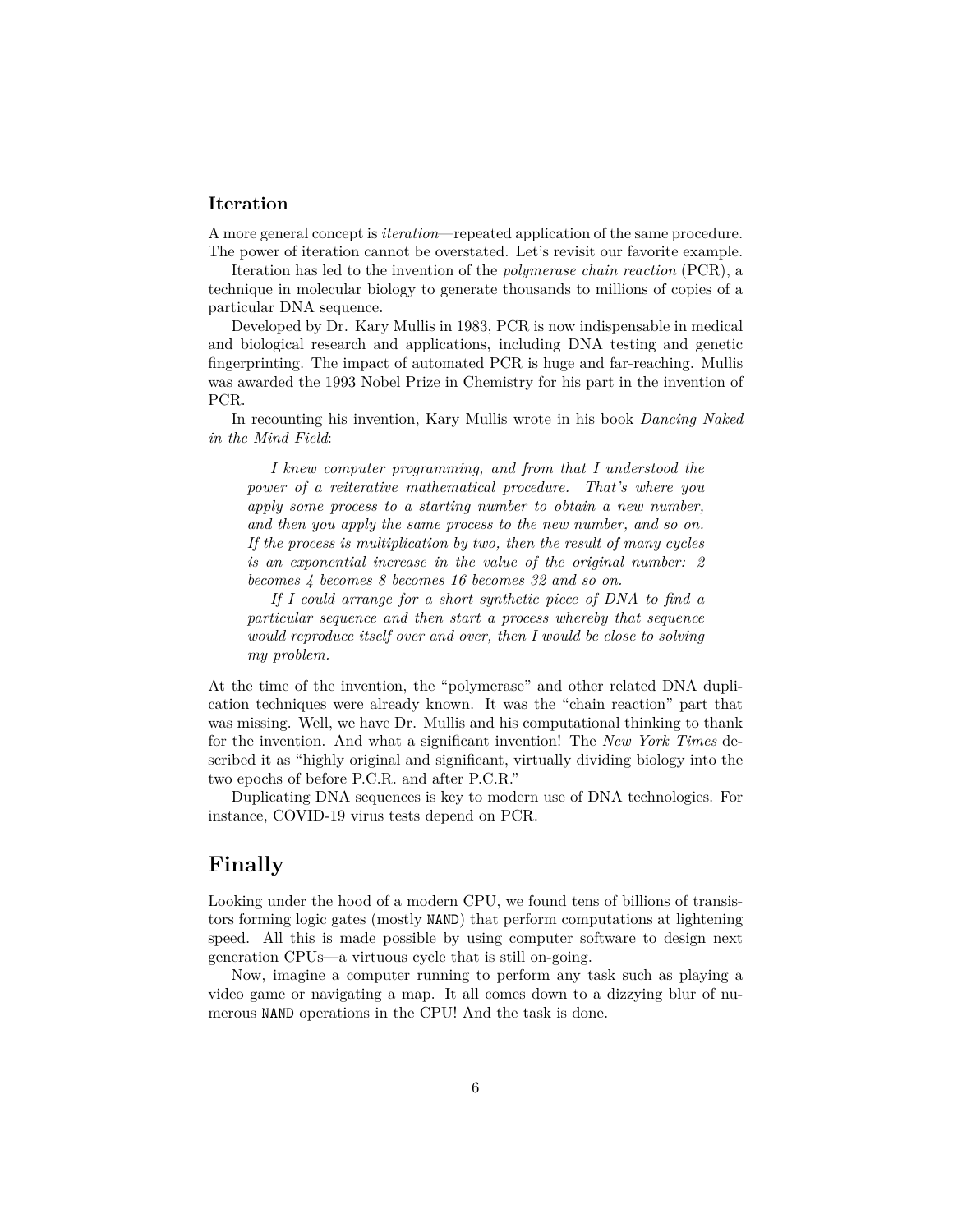### Iteration

A more general concept is *iteration*—repeated application of the same procedure. The power of iteration cannot be overstated. Let's revisit our favorite example.

Iteration has led to the invention of the *polymerase chain reaction* (PCR), a technique in molecular biology to generate thousands to millions of copies of a particular DNA sequence.

Developed by Dr. Kary Mullis in 1983, PCR is now indispensable in medical and biological research and applications, including DNA testing and genetic fingerprinting. The impact of automated PCR is huge and far-reaching. Mullis was awarded the 1993 Nobel Prize in Chemistry for his part in the invention of PCR.

In recounting his invention, Kary Mullis wrote in his book *Dancing Naked in the Mind Field*:

> *I knew computer programming, and from that I understood the power of a reiterative mathematical procedure. That's where you apply some process to a starting number to obtain a new number, and then you apply the same process to the new number, and so on. If the process is multiplication by two, then the result of many cycles is an exponential increase in the value of the original number: 2 becomes 4 becomes 8 becomes 16 becomes 32 and so on.*
>
> *If I could arrange for a short synthetic piece of DNA to find a particular sequence and then start a process whereby that sequence would reproduce itself over and over, then I would be close to solving my problem.*

At the time of the invention, the "polymerase" and other related DNA duplication techniques were already known. It was the "chain reaction" part that was missing. Well, we have Dr. Mullis and his computational thinking to thank for the invention. And what a significant invention! The *New York Times* described it as "highly original and significant, virtually dividing biology into the two epochs of before P.C.R. and after P.C.R."

Duplicating DNA sequences is key to modern use of DNA technologies. For instance, COVID-19 virus tests depend on PCR.

## Finally

Looking under the hood of a modern CPU, we found tens of billions of transistors forming logic gates (mostly `NAND`) that perform computations at lightening speed. All this is made possible by using computer software to design next generation CPUs—a virtuous cycle that is still on-going.

Now, imagine a computer running to perform any task such as playing a video game or navigating a map. It all comes down to a dizzying blur of numerous `NAND` operations in the CPU! And the task is done.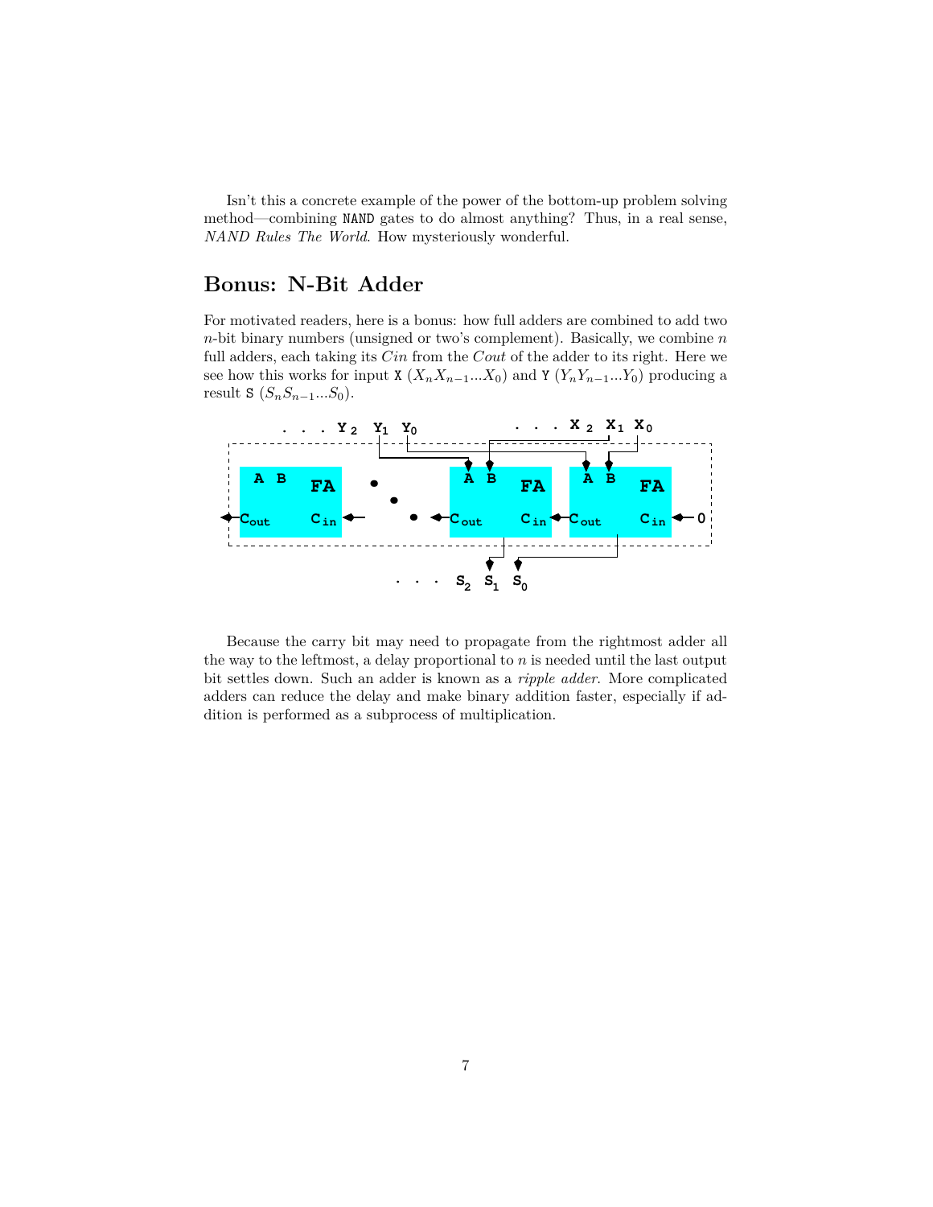Isn't this a concrete example of the power of the bottom-up problem solving method—combining `NAND` gates to do almost anything? Thus, in a real sense, *NAND Rules The World*. How mysteriously wonderful.

## Bonus: N-Bit Adder

For motivated readers, here is a bonus: how full adders are combined to add two $n$-bit binary numbers (unsigned or two's complement). Basically, we combine $n$ full adders, each taking its *Cin* from the *Cout* of the adder to its right. Here we see how this works for input `X` ($X_n X_{n-1} ... X_0$) and `Y` ($Y_n Y_{n-1} ... Y_0$) producing a result `S` ($S_n S_{n-1} ... S_0$).

. . . $Y_2$ $Y_1$ $Y_0$

. . . $X_2$ $X_1$ $X_0$

A B FA $C_{out}$ $C_{in}$

A B FA $C_{out}$ $C_{in}$

A B FA $C_{out}$ $C_{in}$

0

. . . $S_2$ $S_1$ $S_0$

Because the carry bit may need to propagate from the rightmost adder all the way to the leftmost, a delay proportional to $n$ is needed until the last output bit settles down. Such an adder is known as a *ripple adder*. More complicated adders can reduce the delay and make binary addition faster, especially if addition is performed as a subprocess of multiplication.